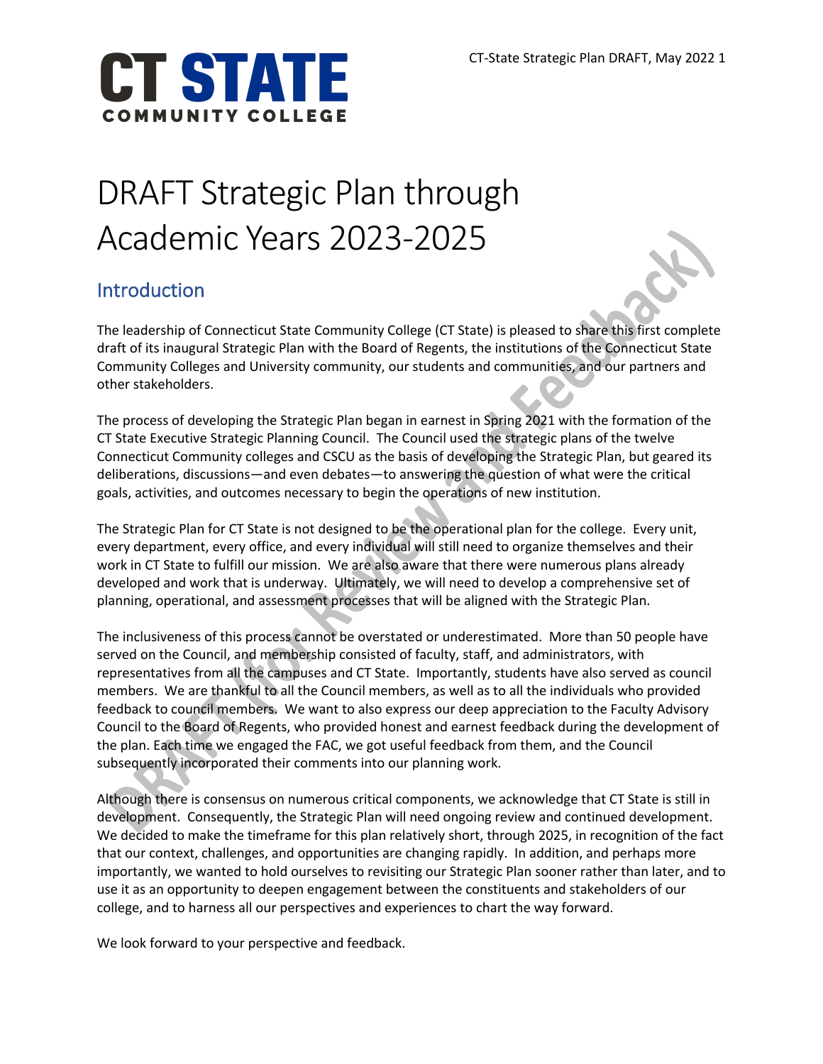CT STATE
COMMUNITY COLLEGE

# DRAFT Strategic Plan through Academic Years 2023-2025

## Introduction

The leadership of Connecticut State Community College (CT State) is pleased to share this first complete draft of its inaugural Strategic Plan with the Board of Regents, the institutions of the Connecticut State Community Colleges and University community, our students and communities, and our partners and other stakeholders.

The process of developing the Strategic Plan began in earnest in Spring 2021 with the formation of the CT State Executive Strategic Planning Council. The Council used the strategic plans of the twelve Connecticut Community colleges and CSCU as the basis of developing the Strategic Plan, but geared its deliberations, discussions—and even debates—to answering the question of what were the critical goals, activities, and outcomes necessary to begin the operations of new institution.

The Strategic Plan for CT State is not designed to be the operational plan for the college. Every unit, every department, every office, and every individual will still need to organize themselves and their work in CT State to fulfill our mission. We are also aware that there were numerous plans already developed and work that is underway. Ultimately, we will need to develop a comprehensive set of planning, operational, and assessment processes that will be aligned with the Strategic Plan.

The inclusiveness of this process cannot be overstated or underestimated. More than 50 people have served on the Council, and membership consisted of faculty, staff, and administrators, with representatives from all the campuses and CT State. Importantly, students have also served as council members. We are thankful to all the Council members, as well as to all the individuals who provided feedback to council members. We want to also express our deep appreciation to the Faculty Advisory Council to the Board of Regents, who provided honest and earnest feedback during the development of the plan. Each time we engaged the FAC, we got useful feedback from them, and the Council subsequently incorporated their comments into our planning work.

Although there is consensus on numerous critical components, we acknowledge that CT State is still in development. Consequently, the Strategic Plan will need ongoing review and continued development. We decided to make the timeframe for this plan relatively short, through 2025, in recognition of the fact that our context, challenges, and opportunities are changing rapidly. In addition, and perhaps more importantly, we wanted to hold ourselves to revisiting our Strategic Plan sooner rather than later, and to use it as an opportunity to deepen engagement between the constituents and stakeholders of our college, and to harness all our perspectives and experiences to chart the way forward.

We look forward to your perspective and feedback.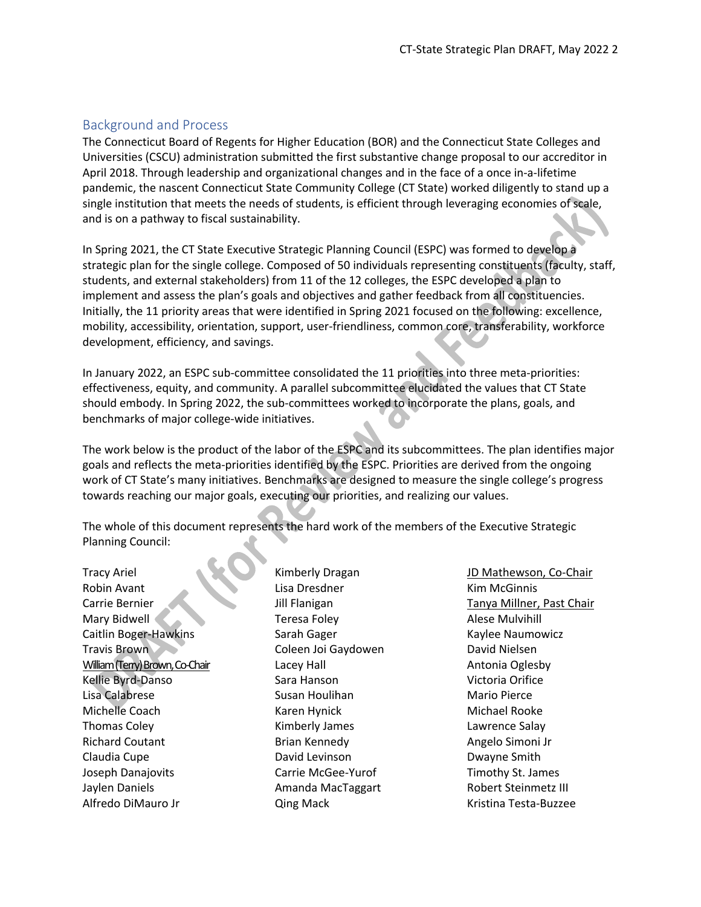## Background and Process

The Connecticut Board of Regents for Higher Education (BOR) and the Connecticut State Colleges and Universities (CSCU) administration submitted the first substantive change proposal to our accreditor in April 2018. Through leadership and organizational changes and in the face of a once in-a-lifetime pandemic, the nascent Connecticut State Community College (CT State) worked diligently to stand up a single institution that meets the needs of students, is efficient through leveraging economies of scale, and is on a pathway to fiscal sustainability.

In Spring 2021, the CT State Executive Strategic Planning Council (ESPC) was formed to develop a strategic plan for the single college. Composed of 50 individuals representing constituents (faculty, staff, students, and external stakeholders) from 11 of the 12 colleges, the ESPC developed a plan to implement and assess the plan's goals and objectives and gather feedback from all constituencies. Initially, the 11 priority areas that were identified in Spring 2021 focused on the following: excellence, mobility, accessibility, orientation, support, user-friendliness, common core, transferability, workforce development, efficiency, and savings.

In January 2022, an ESPC sub-committee consolidated the 11 priorities into three meta-priorities: effectiveness, equity, and community. A parallel subcommittee elucidated the values that CT State should embody. In Spring 2022, the sub-committees worked to incorporate the plans, goals, and benchmarks of major college-wide initiatives.

The work below is the product of the labor of the ESPC and its subcommittees. The plan identifies major goals and reflects the meta-priorities identified by the ESPC. Priorities are derived from the ongoing work of CT State's many initiatives. Benchmarks are designed to measure the single college's progress towards reaching our major goals, executing our priorities, and realizing our values.

The whole of this document represents the hard work of the members of the Executive Strategic Planning Council:

Tracy Ariel
Robin Avant
Carrie Bernier
Mary Bidwell
Caitlin Boger-Hawkins
Travis Brown
William (Terry) Brown, Co-Chair
Kellie Byrd-Danso
Lisa Calabrese
Michelle Coach
Thomas Coley
Richard Coutant
Claudia Cupe
Joseph Danajovits
Jaylen Daniels
Alfredo DiMauro Jr
Kimberly Dragan
Lisa Dresdner
Jill Flanigan
Teresa Foley
Sarah Gager
Coleen Joi Gaydowen
Lacey Hall
Sara Hanson
Susan Houlihan
Karen Hynick
Kimberly James
Brian Kennedy
David Levinson
Carrie McGee-Yurof
Amanda MacTaggart
Qing Mack
JD Mathewson, Co-Chair
Kim McGinnis
Tanya Millner, Past Chair
Alese Mulvihill
Kaylee Naumowicz
David Nielsen
Antonia Oglesby
Victoria Orifice
Mario Pierce
Michael Rooke
Lawrence Salay
Angelo Simoni Jr
Dwayne Smith
Timothy St. James
Robert Steinmetz III
Kristina Testa-Buzzee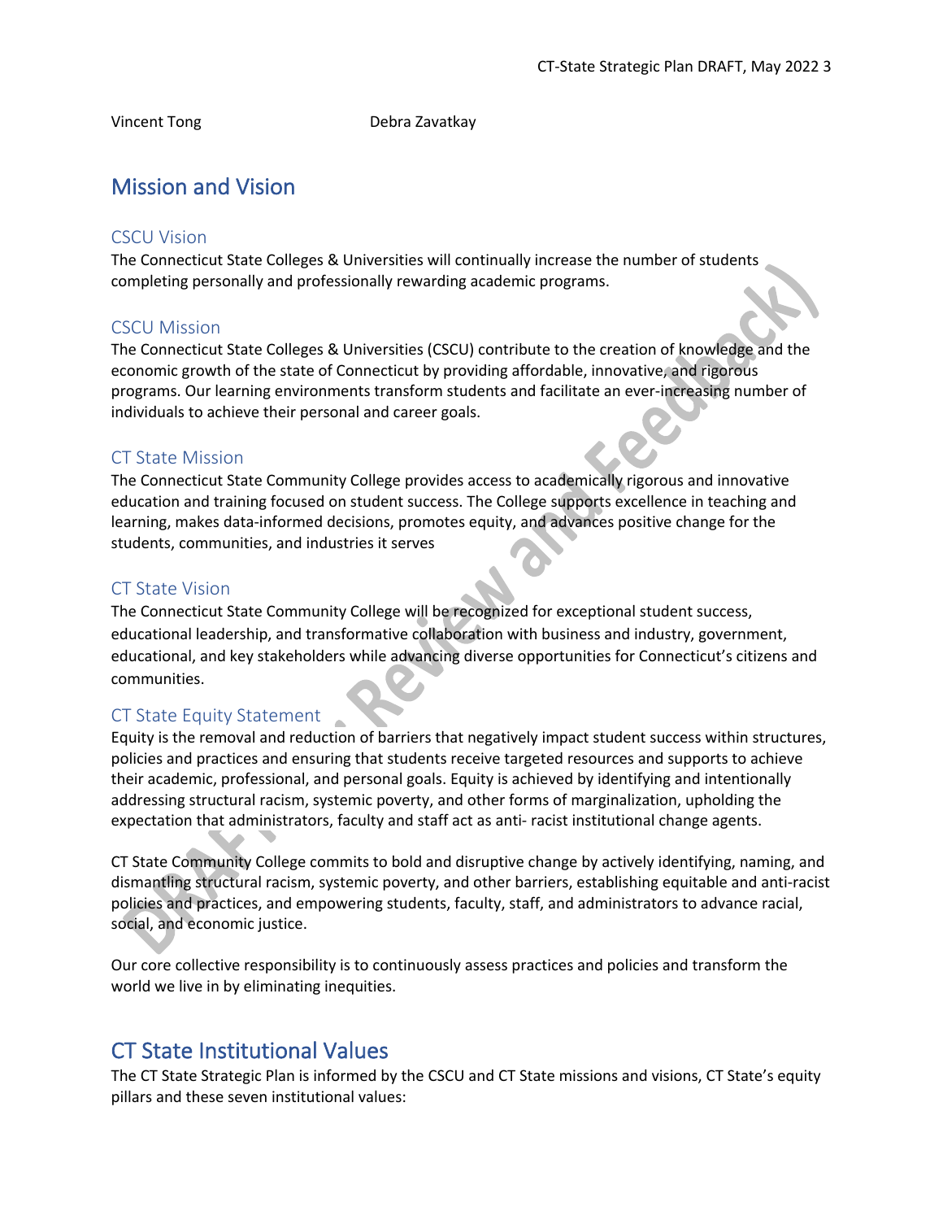Vincent Tong Debra Zavatkay

## Mission and Vision

### CSCU Vision

The Connecticut State Colleges & Universities will continually increase the number of students completing personally and professionally rewarding academic programs.

### CSCU Mission

The Connecticut State Colleges & Universities (CSCU) contribute to the creation of knowledge and the economic growth of the state of Connecticut by providing affordable, innovative, and rigorous programs. Our learning environments transform students and facilitate an ever-increasing number of individuals to achieve their personal and career goals.

### CT State Mission

The Connecticut State Community College provides access to academically rigorous and innovative education and training focused on student success. The College supports excellence in teaching and learning, makes data-informed decisions, promotes equity, and advances positive change for the students, communities, and industries it serves

### CT State Vision

The Connecticut State Community College will be recognized for exceptional student success, educational leadership, and transformative collaboration with business and industry, government, educational, and key stakeholders while advancing diverse opportunities for Connecticut's citizens and communities.

### CT State Equity Statement

Equity is the removal and reduction of barriers that negatively impact student success within structures, policies and practices and ensuring that students receive targeted resources and supports to achieve their academic, professional, and personal goals. Equity is achieved by identifying and intentionally addressing structural racism, systemic poverty, and other forms of marginalization, upholding the expectation that administrators, faculty and staff act as anti- racist institutional change agents.

CT State Community College commits to bold and disruptive change by actively identifying, naming, and dismantling structural racism, systemic poverty, and other barriers, establishing equitable and anti-racist policies and practices, and empowering students, faculty, staff, and administrators to advance racial, social, and economic justice.

Our core collective responsibility is to continuously assess practices and policies and transform the world we live in by eliminating inequities.

## CT State Institutional Values

The CT State Strategic Plan is informed by the CSCU and CT State missions and visions, CT State's equity pillars and these seven institutional values: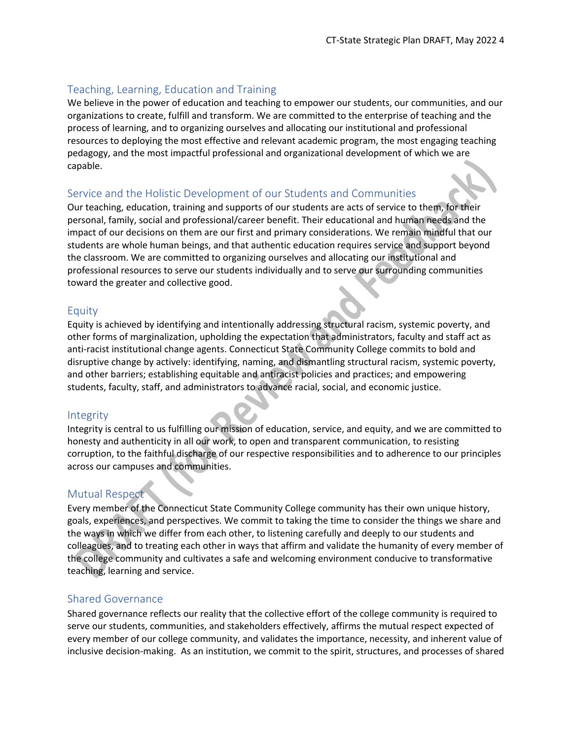## Teaching, Learning, Education and Training

We believe in the power of education and teaching to empower our students, our communities, and our organizations to create, fulfill and transform. We are committed to the enterprise of teaching and the process of learning, and to organizing ourselves and allocating our institutional and professional resources to deploying the most effective and relevant academic program, the most engaging teaching pedagogy, and the most impactful professional and organizational development of which we are capable.

## Service and the Holistic Development of our Students and Communities

Our teaching, education, training and supports of our students are acts of service to them, for their personal, family, social and professional/career benefit. Their educational and human needs and the impact of our decisions on them are our first and primary considerations. We remain mindful that our students are whole human beings, and that authentic education requires service and support beyond the classroom. We are committed to organizing ourselves and allocating our institutional and professional resources to serve our students individually and to serve our surrounding communities toward the greater and collective good.

## Equity

Equity is achieved by identifying and intentionally addressing structural racism, systemic poverty, and other forms of marginalization, upholding the expectation that administrators, faculty and staff act as anti-racist institutional change agents. Connecticut State Community College commits to bold and disruptive change by actively: identifying, naming, and dismantling structural racism, systemic poverty, and other barriers; establishing equitable and antiracist policies and practices; and empowering students, faculty, staff, and administrators to advance racial, social, and economic justice.

## Integrity

Integrity is central to us fulfilling our mission of education, service, and equity, and we are committed to honesty and authenticity in all our work, to open and transparent communication, to resisting corruption, to the faithful discharge of our respective responsibilities and to adherence to our principles across our campuses and communities.

## Mutual Respect

Every member of the Connecticut State Community College community has their own unique history, goals, experiences, and perspectives. We commit to taking the time to consider the things we share and the ways in which we differ from each other, to listening carefully and deeply to our students and colleagues, and to treating each other in ways that affirm and validate the humanity of every member of the college community and cultivates a safe and welcoming environment conducive to transformative teaching, learning and service.

## Shared Governance

Shared governance reflects our reality that the collective effort of the college community is required to serve our students, communities, and stakeholders effectively, affirms the mutual respect expected of every member of our college community, and validates the importance, necessity, and inherent value of inclusive decision-making. As an institution, we commit to the spirit, structures, and processes of shared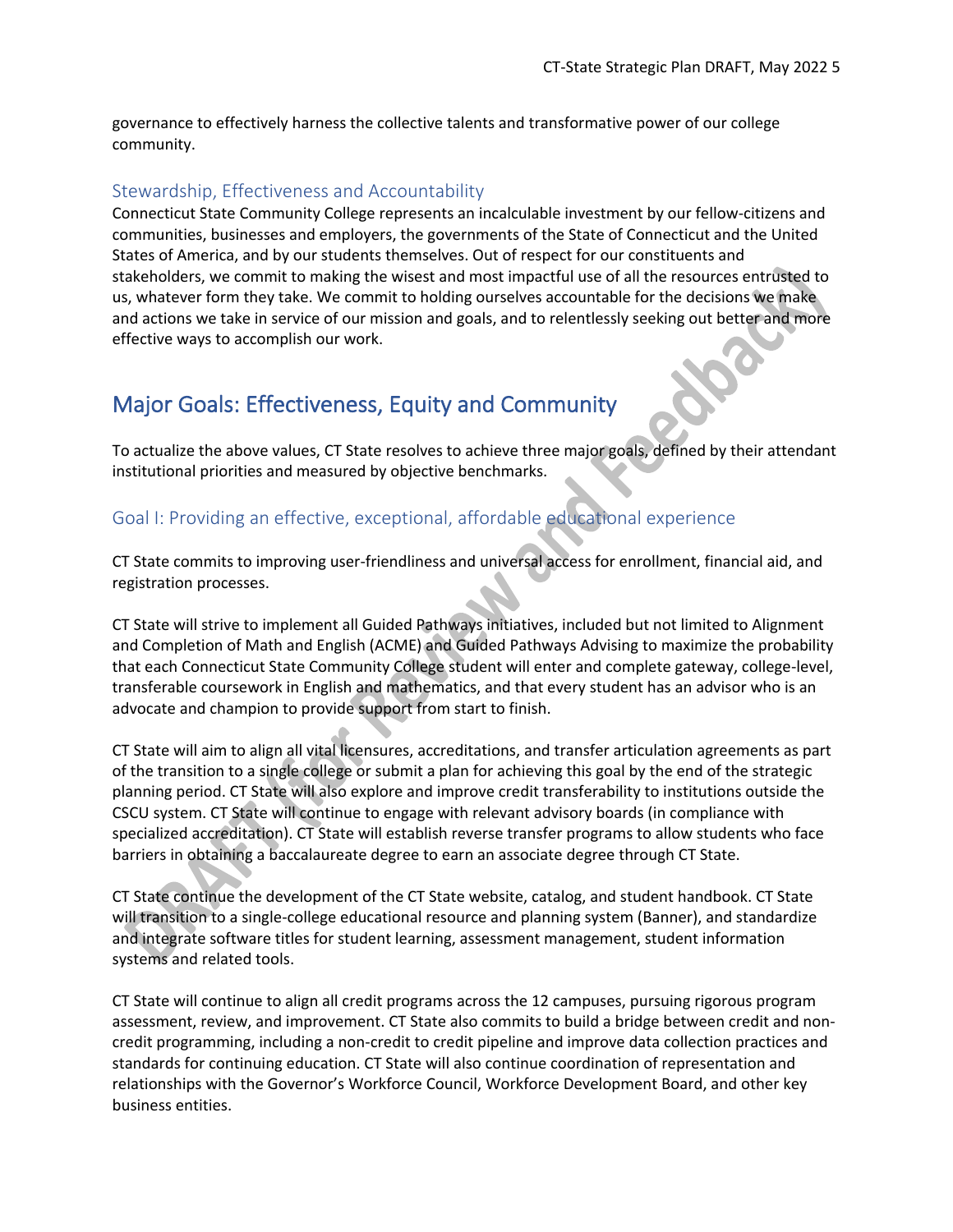governance to effectively harness the collective talents and transformative power of our college community.

### Stewardship, Effectiveness and Accountability

Connecticut State Community College represents an incalculable investment by our fellow-citizens and communities, businesses and employers, the governments of the State of Connecticut and the United States of America, and by our students themselves. Out of respect for our constituents and stakeholders, we commit to making the wisest and most impactful use of all the resources entrusted to us, whatever form they take. We commit to holding ourselves accountable for the decisions we make and actions we take in service of our mission and goals, and to relentlessly seeking out better and more effective ways to accomplish our work.

## Major Goals: Effectiveness, Equity and Community

To actualize the above values, CT State resolves to achieve three major goals, defined by their attendant institutional priorities and measured by objective benchmarks.

### Goal I: Providing an effective, exceptional, affordable educational experience

CT State commits to improving user-friendliness and universal access for enrollment, financial aid, and registration processes.

CT State will strive to implement all Guided Pathways initiatives, included but not limited to Alignment and Completion of Math and English (ACME) and Guided Pathways Advising to maximize the probability that each Connecticut State Community College student will enter and complete gateway, college-level, transferable coursework in English and mathematics, and that every student has an advisor who is an advocate and champion to provide support from start to finish.

CT State will aim to align all vital licensures, accreditations, and transfer articulation agreements as part of the transition to a single college or submit a plan for achieving this goal by the end of the strategic planning period. CT State will also explore and improve credit transferability to institutions outside the CSCU system. CT State will continue to engage with relevant advisory boards (in compliance with specialized accreditation). CT State will establish reverse transfer programs to allow students who face barriers in obtaining a baccalaureate degree to earn an associate degree through CT State.

CT State continue the development of the CT State website, catalog, and student handbook. CT State will transition to a single-college educational resource and planning system (Banner), and standardize and integrate software titles for student learning, assessment management, student information systems and related tools.

CT State will continue to align all credit programs across the 12 campuses, pursuing rigorous program assessment, review, and improvement. CT State also commits to build a bridge between credit and non-credit programming, including a non-credit to credit pipeline and improve data collection practices and standards for continuing education. CT State will also continue coordination of representation and relationships with the Governor's Workforce Council, Workforce Development Board, and other key business entities.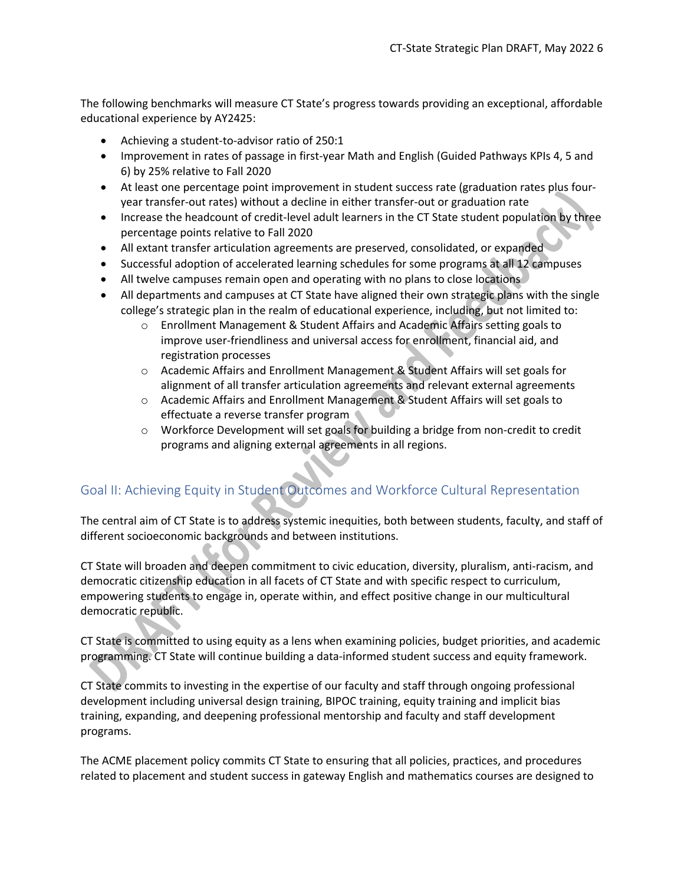The following benchmarks will measure CT State's progress towards providing an exceptional, affordable educational experience by AY2425:

- Achieving a student-to-advisor ratio of 250:1
- Improvement in rates of passage in first-year Math and English (Guided Pathways KPIs 4, 5 and 6) by 25% relative to Fall 2020
- At least one percentage point improvement in student success rate (graduation rates plus four-year transfer-out rates) without a decline in either transfer-out or graduation rate
- Increase the headcount of credit-level adult learners in the CT State student population by three percentage points relative to Fall 2020
- All extant transfer articulation agreements are preserved, consolidated, or expanded
- Successful adoption of accelerated learning schedules for some programs at all 12 campuses
- All twelve campuses remain open and operating with no plans to close locations
- All departments and campuses at CT State have aligned their own strategic plans with the single college's strategic plan in the realm of educational experience, including, but not limited to:
    - Enrollment Management & Student Affairs and Academic Affairs setting goals to improve user-friendliness and universal access for enrollment, financial aid, and registration processes
    - Academic Affairs and Enrollment Management & Student Affairs will set goals for alignment of all transfer articulation agreements and relevant external agreements
    - Academic Affairs and Enrollment Management & Student Affairs will set goals to effectuate a reverse transfer program
    - Workforce Development will set goals for building a bridge from non-credit to credit programs and aligning external agreements in all regions.

## Goal II: Achieving Equity in Student Outcomes and Workforce Cultural Representation

The central aim of CT State is to address systemic inequities, both between students, faculty, and staff of different socioeconomic backgrounds and between institutions.

CT State will broaden and deepen commitment to civic education, diversity, pluralism, anti-racism, and democratic citizenship education in all facets of CT State and with specific respect to curriculum, empowering students to engage in, operate within, and effect positive change in our multicultural democratic republic.

CT State is committed to using equity as a lens when examining policies, budget priorities, and academic programming. CT State will continue building a data-informed student success and equity framework.

CT State commits to investing in the expertise of our faculty and staff through ongoing professional development including universal design training, BIPOC training, equity training and implicit bias training, expanding, and deepening professional mentorship and faculty and staff development programs.

The ACME placement policy commits CT State to ensuring that all policies, practices, and procedures related to placement and student success in gateway English and mathematics courses are designed to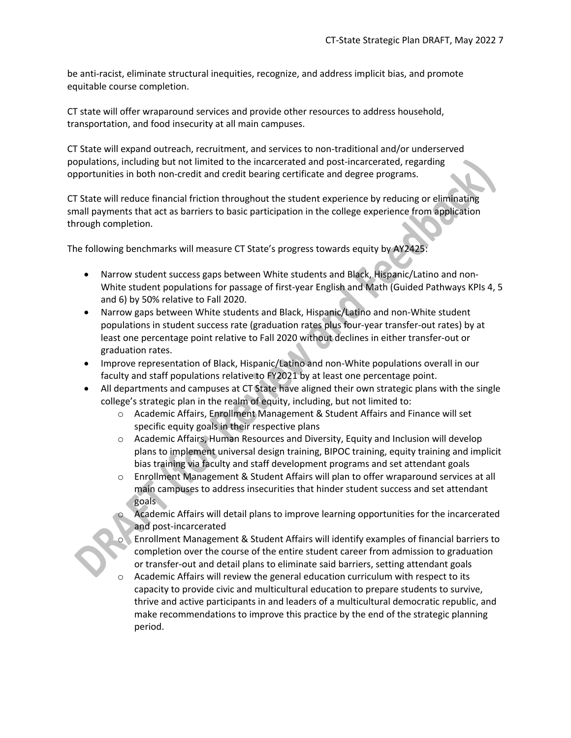be anti-racist, eliminate structural inequities, recognize, and address implicit bias, and promote equitable course completion.

CT state will offer wraparound services and provide other resources to address household, transportation, and food insecurity at all main campuses.

CT State will expand outreach, recruitment, and services to non-traditional and/or underserved populations, including but not limited to the incarcerated and post-incarcerated, regarding opportunities in both non-credit and credit bearing certificate and degree programs.

CT State will reduce financial friction throughout the student experience by reducing or eliminating small payments that act as barriers to basic participation in the college experience from application through completion.

The following benchmarks will measure CT State's progress towards equity by AY2425:

- Narrow student success gaps between White students and Black, Hispanic/Latino and non-White student populations for passage of first-year English and Math (Guided Pathways KPIs 4, 5 and 6) by 50% relative to Fall 2020.
- Narrow gaps between White students and Black, Hispanic/Latino and non-White student populations in student success rate (graduation rates plus four-year transfer-out rates) by at least one percentage point relative to Fall 2020 without declines in either transfer-out or graduation rates.
- Improve representation of Black, Hispanic/Latino and non-White populations overall in our faculty and staff populations relative to FY2021 by at least one percentage point.
- All departments and campuses at CT State have aligned their own strategic plans with the single college's strategic plan in the realm of equity, including, but not limited to:
    - Academic Affairs, Enrollment Management & Student Affairs and Finance will set specific equity goals in their respective plans
    - Academic Affairs, Human Resources and Diversity, Equity and Inclusion will develop plans to implement universal design training, BIPOC training, equity training and implicit bias training via faculty and staff development programs and set attendant goals
    - Enrollment Management & Student Affairs will plan to offer wraparound services at all main campuses to address insecurities that hinder student success and set attendant goals
    - Academic Affairs will detail plans to improve learning opportunities for the incarcerated and post-incarcerated
    - Enrollment Management & Student Affairs will identify examples of financial barriers to completion over the course of the entire student career from admission to graduation or transfer-out and detail plans to eliminate said barriers, setting attendant goals
    - Academic Affairs will review the general education curriculum with respect to its capacity to provide civic and multicultural education to prepare students to survive, thrive and active participants in and leaders of a multicultural democratic republic, and make recommendations to improve this practice by the end of the strategic planning period.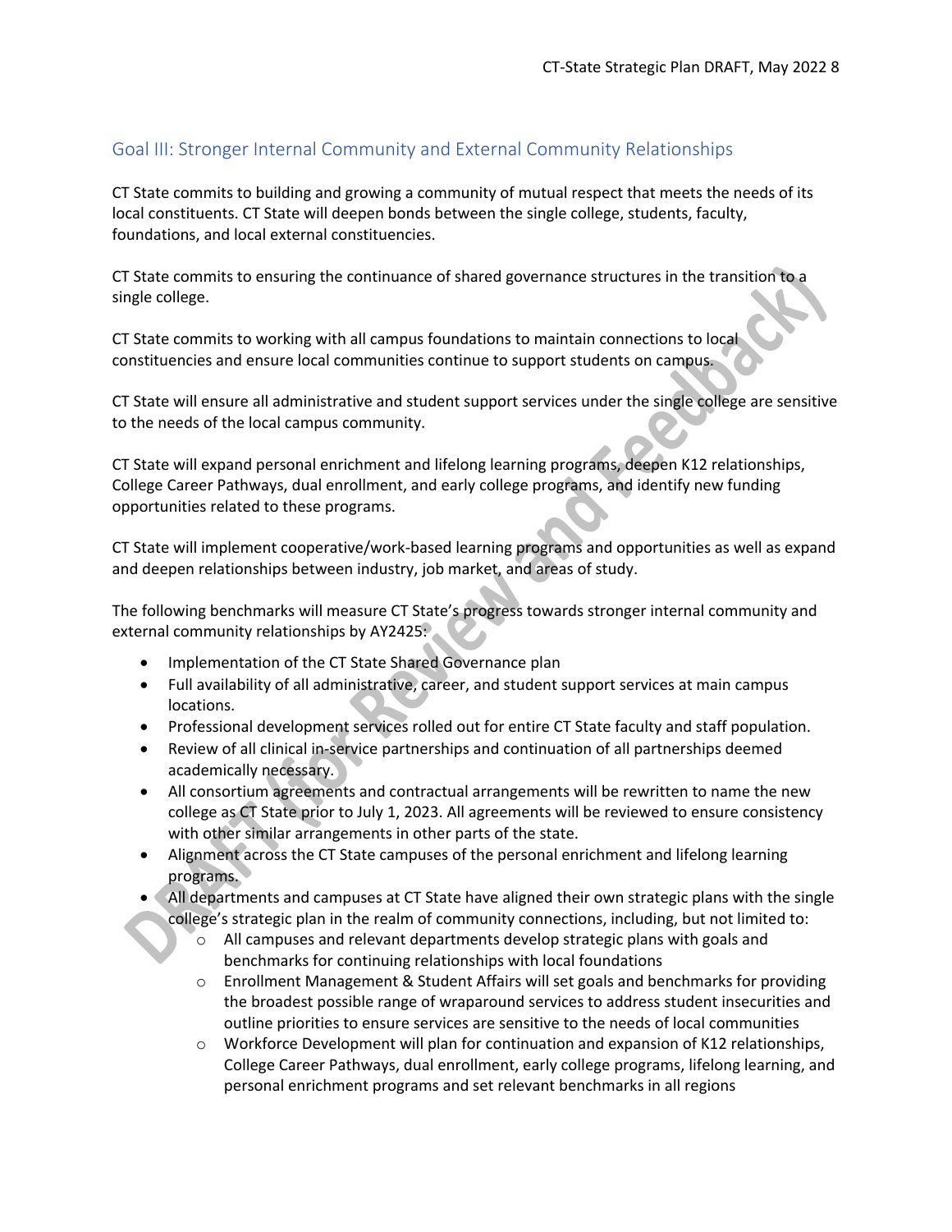## Goal III: Stronger Internal Community and External Community Relationships

CT State commits to building and growing a community of mutual respect that meets the needs of its local constituents. CT State will deepen bonds between the single college, students, faculty, foundations, and local external constituencies.

CT State commits to ensuring the continuance of shared governance structures in the transition to a single college.

CT State commits to working with all campus foundations to maintain connections to local constituencies and ensure local communities continue to support students on campus.

CT State will ensure all administrative and student support services under the single college are sensitive to the needs of the local campus community.

CT State will expand personal enrichment and lifelong learning programs, deepen K12 relationships, College Career Pathways, dual enrollment, and early college programs, and identify new funding opportunities related to these programs.

CT State will implement cooperative/work-based learning programs and opportunities as well as expand and deepen relationships between industry, job market, and areas of study.

The following benchmarks will measure CT State's progress towards stronger internal community and external community relationships by AY2425:

- Implementation of the CT State Shared Governance plan
- Full availability of all administrative, career, and student support services at main campus locations.
- Professional development services rolled out for entire CT State faculty and staff population.
- Review of all clinical in-service partnerships and continuation of all partnerships deemed academically necessary.
- All consortium agreements and contractual arrangements will be rewritten to name the new college as CT State prior to July 1, 2023. All agreements will be reviewed to ensure consistency with other similar arrangements in other parts of the state.
- Alignment across the CT State campuses of the personal enrichment and lifelong learning programs.
- All departments and campuses at CT State have aligned their own strategic plans with the single college's strategic plan in the realm of community connections, including, but not limited to:
  - All campuses and relevant departments develop strategic plans with goals and benchmarks for continuing relationships with local foundations
  - Enrollment Management & Student Affairs will set goals and benchmarks for providing the broadest possible range of wraparound services to address student insecurities and outline priorities to ensure services are sensitive to the needs of local communities
  - Workforce Development will plan for continuation and expansion of K12 relationships, College Career Pathways, dual enrollment, early college programs, lifelong learning, and personal enrichment programs and set relevant benchmarks in all regions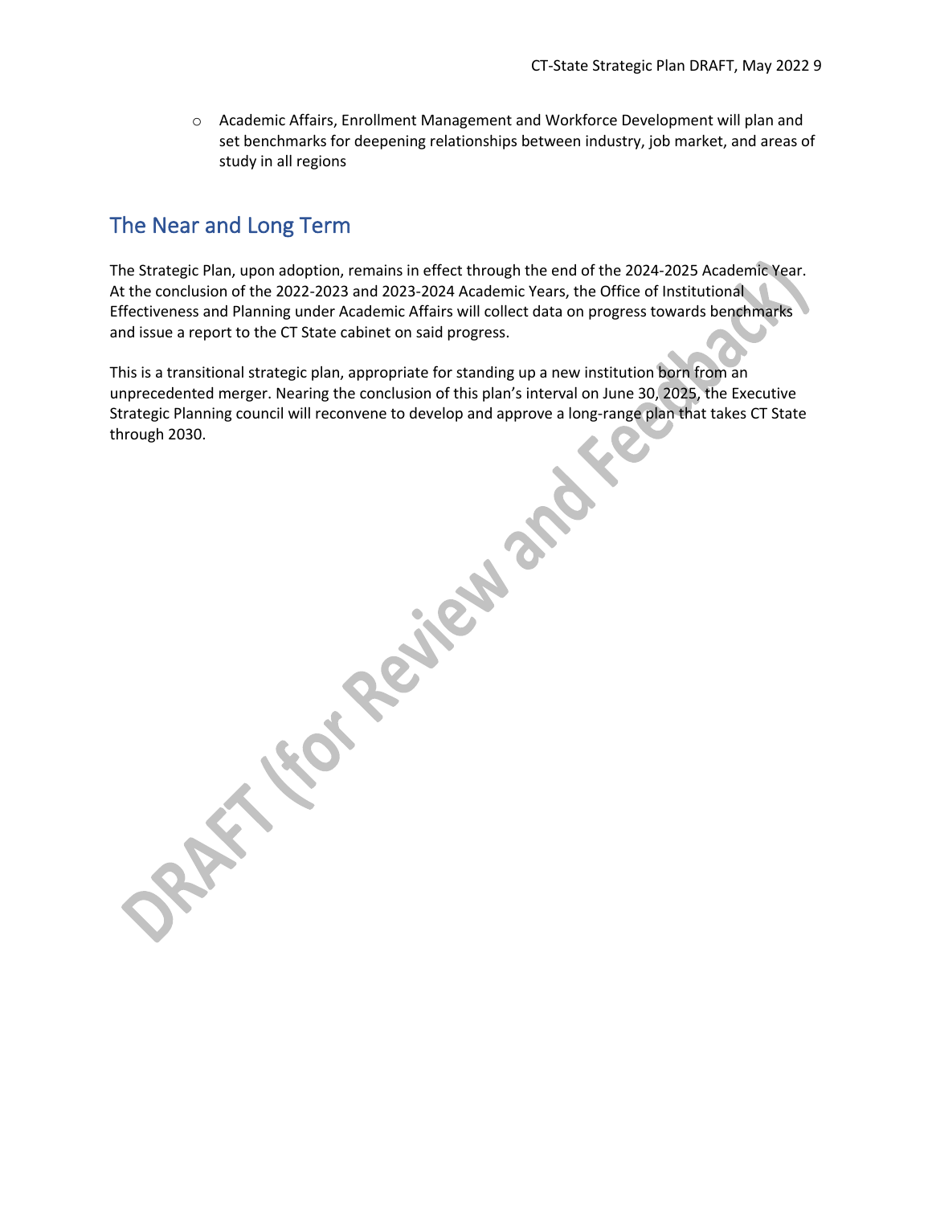- Academic Affairs, Enrollment Management and Workforce Development will plan and set benchmarks for deepening relationships between industry, job market, and areas of study in all regions

## The Near and Long Term

The Strategic Plan, upon adoption, remains in effect through the end of the 2024-2025 Academic Year. At the conclusion of the 2022-2023 and 2023-2024 Academic Years, the Office of Institutional Effectiveness and Planning under Academic Affairs will collect data on progress towards benchmarks and issue a report to the CT State cabinet on said progress.

This is a transitional strategic plan, appropriate for standing up a new institution born from an unprecedented merger. Nearing the conclusion of this plan's interval on June 30, 2025, the Executive Strategic Planning council will reconvene to develop and approve a long-range plan that takes CT State through 2030.